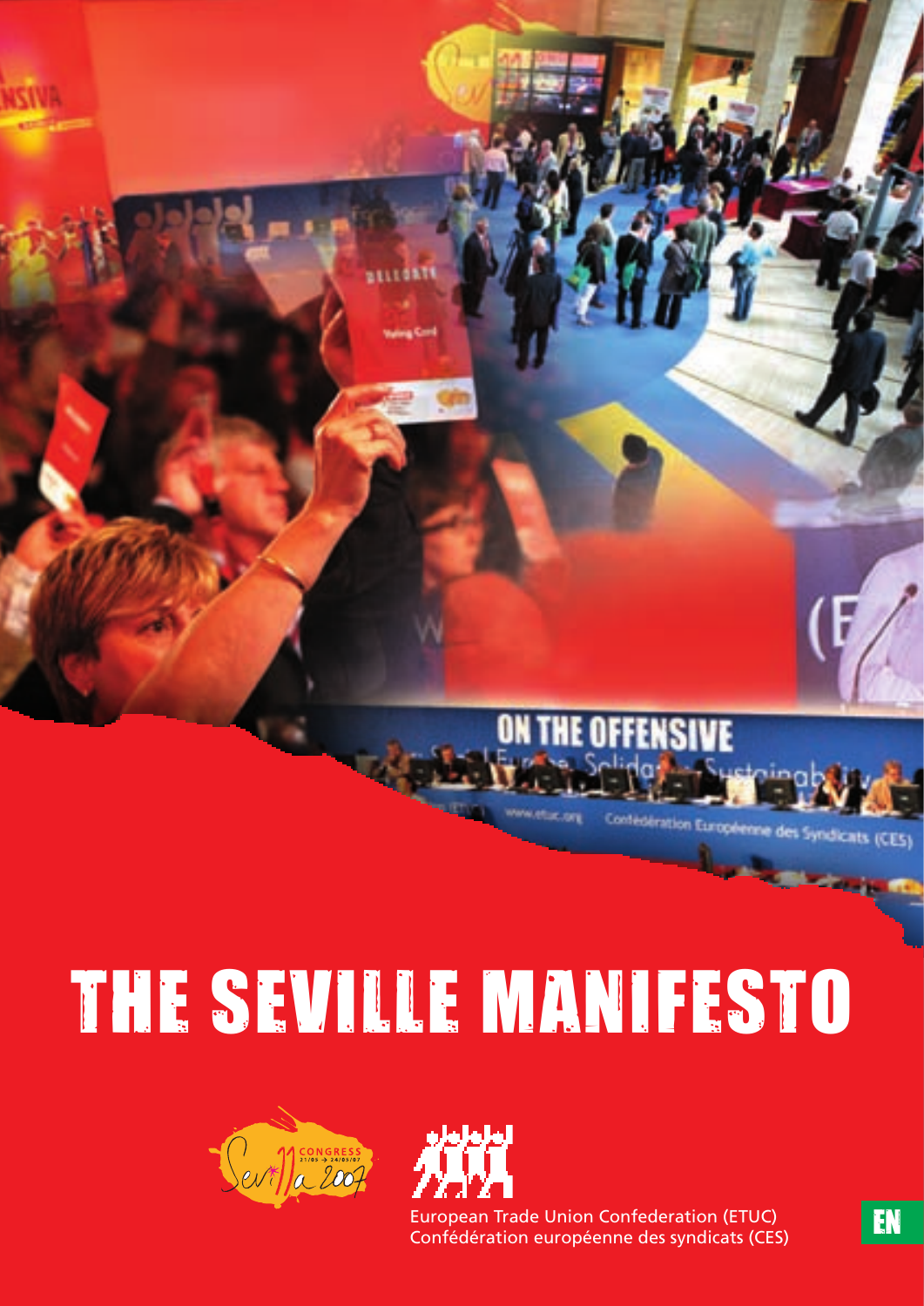# THE SEVILLE MANIFESTO

European Trade Union Confederation (ETUC)
Confédération européenne des syndicats (CES)

EN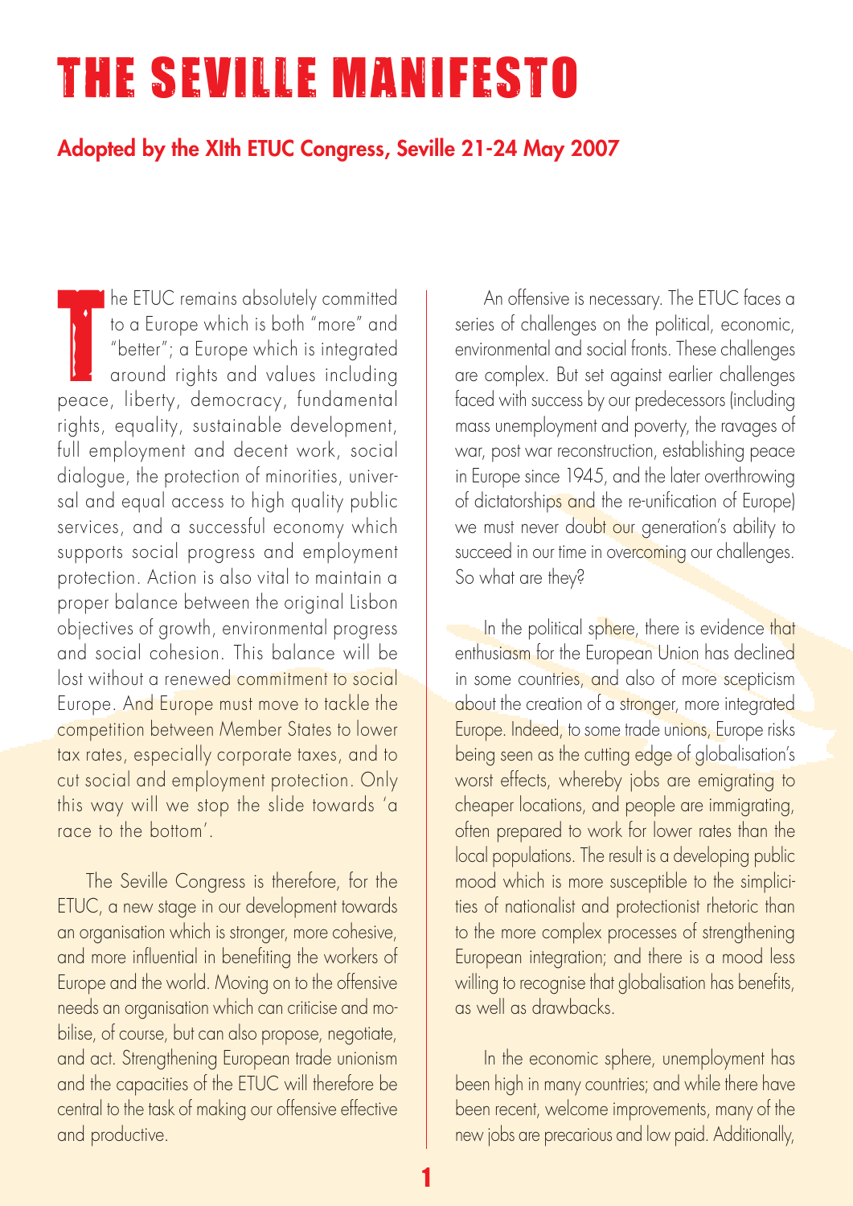# THE SEVILLE MANIFESTO

**Adopted by the XIth ETUC Congress, Seville 21-24 May 2007**

The ETUC remains absolutely committed to a Europe which is both "more" and "better"; a Europe which is integrated around rights and values including peace, liberty, democracy, fundamental rights, equality, sustainable development, full employment and decent work, social dialogue, the protection of minorities, universal and equal access to high quality public services, and a successful economy which supports social progress and employment protection. Action is also vital to maintain a proper balance between the original Lisbon objectives of growth, environmental progress and social cohesion. This balance will be lost without a renewed commitment to social Europe. And Europe must move to tackle the competition between Member States to lower tax rates, especially corporate taxes, and to cut social and employment protection. Only this way will we stop the slide towards 'a race to the bottom'.

The Seville Congress is therefore, for the ETUC, a new stage in our development towards an organisation which is stronger, more cohesive, and more influential in benefiting the workers of Europe and the world. Moving on to the offensive needs an organisation which can criticise and mobilise, of course, but can also propose, negotiate, and act. Strengthening European trade unionism and the capacities of the ETUC will therefore be central to the task of making our offensive effective and productive.

An offensive is necessary. The ETUC faces a series of challenges on the political, economic, environmental and social fronts. These challenges are complex. But set against earlier challenges faced with success by our predecessors (including mass unemployment and poverty, the ravages of war, post war reconstruction, establishing peace in Europe since 1945, and the later overthrowing of dictatorships and the re-unification of Europe) we must never doubt our generation's ability to succeed in our time in overcoming our challenges. So what are they?

In the political sphere, there is evidence that enthusiasm for the European Union has declined in some countries, and also of more scepticism about the creation of a stronger, more integrated Europe. Indeed, to some trade unions, Europe risks being seen as the cutting edge of globalisation's worst effects, whereby jobs are emigrating to cheaper locations, and people are immigrating, often prepared to work for lower rates than the local populations. The result is a developing public mood which is more susceptible to the simplicities of nationalist and protectionist rhetoric than to the more complex processes of strengthening European integration; and there is a mood less willing to recognise that globalisation has benefits, as well as drawbacks.

In the economic sphere, unemployment has been high in many countries; and while there have been recent, welcome improvements, many of the new jobs are precarious and low paid. Additionally,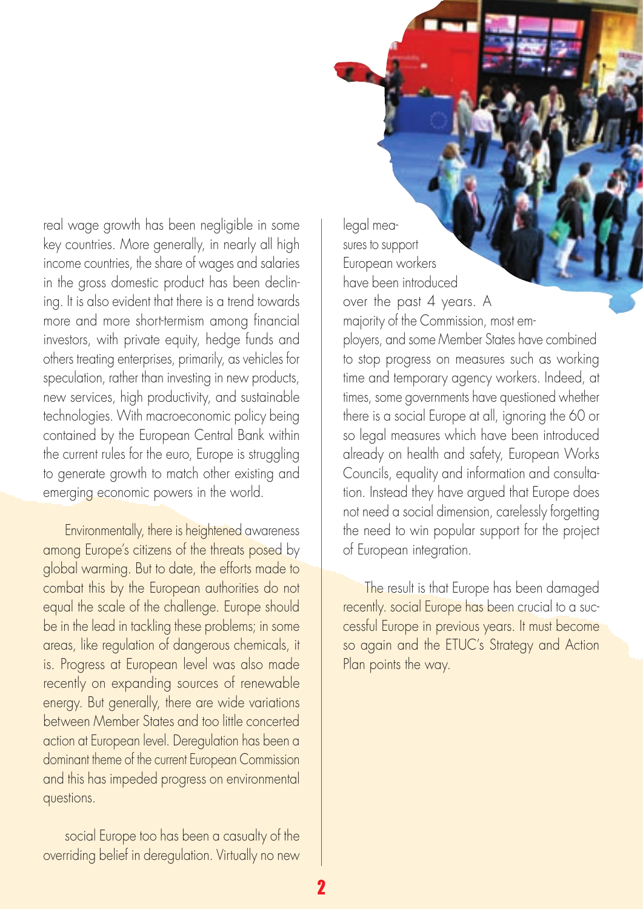real wage growth has been negligible in some key countries. More generally, in nearly all high income countries, the share of wages and salaries in the gross domestic product has been declining. It is also evident that there is a trend towards more and more short-termism among financial investors, with private equity, hedge funds and others treating enterprises, primarily, as vehicles for speculation, rather than investing in new products, new services, high productivity, and sustainable technologies. With macroeconomic policy being contained by the European Central Bank within the current rules for the euro, Europe is struggling to generate growth to match other existing and emerging economic powers in the world.

Environmentally, there is heightened awareness among Europe's citizens of the threats posed by global warming. But to date, the efforts made to combat this by the European authorities do not equal the scale of the challenge. Europe should be in the lead in tackling these problems; in some areas, like regulation of dangerous chemicals, it is. Progress at European level was also made recently on expanding sources of renewable energy. But generally, there are wide variations between Member States and too little concerted action at European level. Deregulation has been a dominant theme of the current European Commission and this has impeded progress on environmental questions.

social Europe too has been a casualty of the overriding belief in deregulation. Virtually no new legal measures to support European workers have been introduced over the past 4 years. A majority of the Commission, most employers, and some Member States have combined to stop progress on measures such as working time and temporary agency workers. Indeed, at times, some governments have questioned whether there is a social Europe at all, ignoring the 60 or so legal measures which have been introduced already on health and safety, European Works Councils, equality and information and consultation. Instead they have argued that Europe does not need a social dimension, carelessly forgetting the need to win popular support for the project of European integration.

The result is that Europe has been damaged recently. social Europe has been crucial to a successful Europe in previous years. It must become so again and the ETUC's Strategy and Action Plan points the way.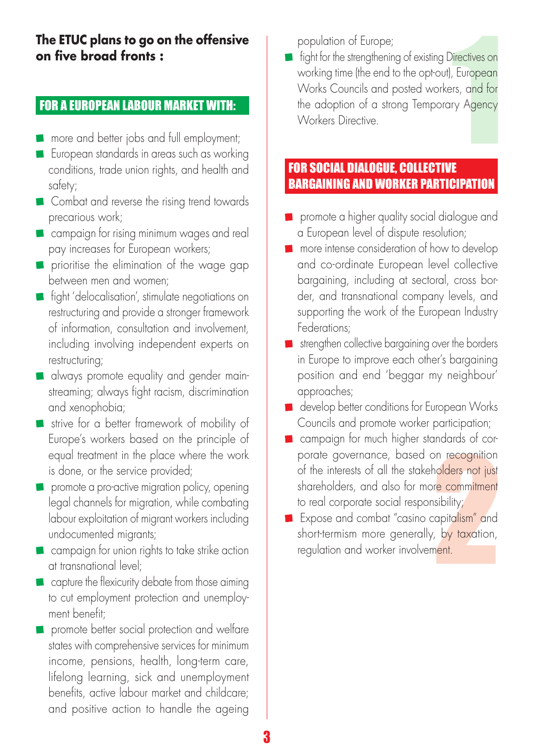**The ETUC plans to go on the offensive on five broad fronts :**

## FOR A EUROPEAN LABOUR MARKET WITH:

- more and better jobs and full employment;
- European standards in areas such as working conditions, trade union rights, and health and safety;
- Combat and reverse the rising trend towards precarious work;
- campaign for rising minimum wages and real pay increases for European workers;
- prioritise the elimination of the wage gap between men and women;
- fight 'delocalisation', stimulate negotiations on restructuring and provide a stronger framework of information, consultation and involvement, including involving independent experts on restructuring;
- always promote equality and gender mainstreaming; always fight racism, discrimination and xenophobia;
- strive for a better framework of mobility of Europe's workers based on the principle of equal treatment in the place where the work is done, or the service provided;
- promote a pro-active migration policy, opening legal channels for migration, while combating labour exploitation of migrant workers including undocumented migrants;
- campaign for union rights to take strike action at transnational level;
- capture the flexicurity debate from those aiming to cut employment protection and unemployment benefit;
- promote better social protection and welfare states with comprehensive services for minimum income, pensions, health, long-term care, lifelong learning, sick and unemployment benefits, active labour market and childcare; and positive action to handle the ageing population of Europe;
- fight for the strengthening of existing Directives on working time (the end to the opt-out), European Works Councils and posted workers, and for the adoption of a strong Temporary Agency Workers Directive.

## FOR SOCIAL DIALOGUE, COLLECTIVE BARGAINING AND WORKER PARTICIPATION

- promote a higher quality social dialogue and a European level of dispute resolution;
- more intense consideration of how to develop and co-ordinate European level collective bargaining, including at sectoral, cross border, and transnational company levels, and supporting the work of the European Industry Federations;
- strengthen collective bargaining over the borders in Europe to improve each other's bargaining position and end 'beggar my neighbour' approaches;
- develop better conditions for European Works Councils and promote worker participation;
- campaign for much higher standards of corporate governance, based on recognition of the interests of all the stakeholders not just shareholders, and also for more commitment to real corporate social responsibility;
- Expose and combat "casino capitalism" and short-termism more generally, by taxation, regulation and worker involvement.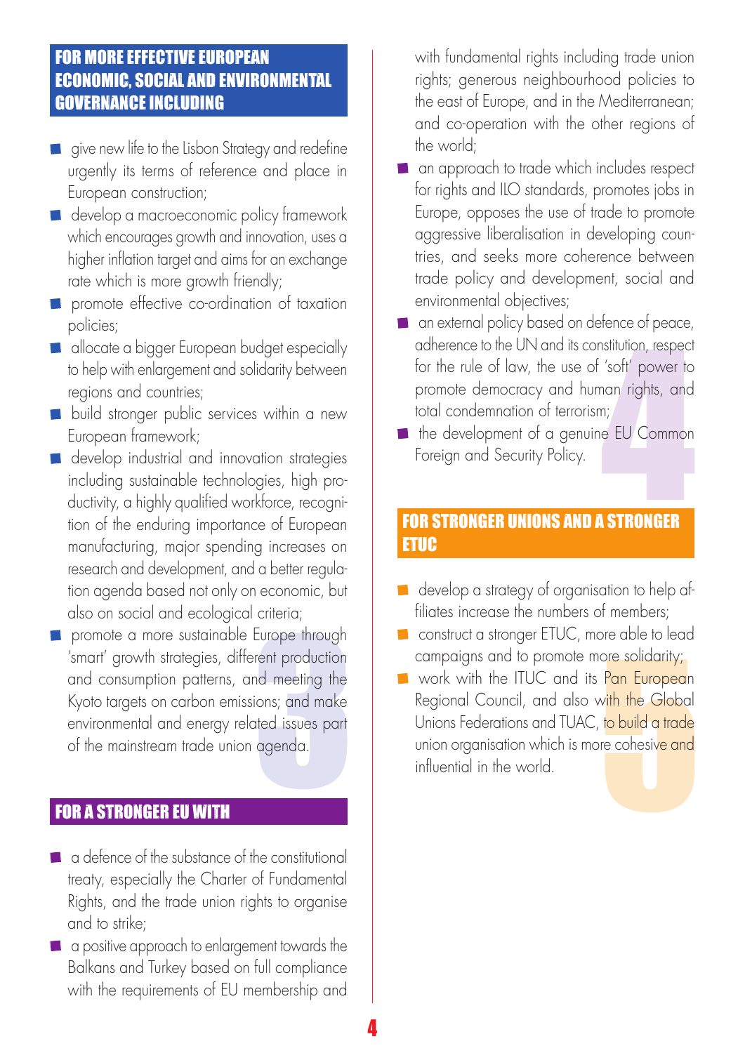## FOR MORE EFFECTIVE EUROPEAN ECONOMIC, SOCIAL AND ENVIRONMENTAL GOVERNANCE INCLUDING

- give new life to the Lisbon Strategy and redefine urgently its terms of reference and place in European construction;
- develop a macroeconomic policy framework which encourages growth and innovation, uses a higher inflation target and aims for an exchange rate which is more growth friendly;
- promote effective co-ordination of taxation policies;
- allocate a bigger European budget especially to help with enlargement and solidarity between regions and countries;
- build stronger public services within a new European framework;
- develop industrial and innovation strategies including sustainable technologies, high productivity, a highly qualified workforce, recognition of the enduring importance of European manufacturing, major spending increases on research and development, and a better regulation agenda based not only on economic, but also on social and ecological criteria;
- promote a more sustainable Europe through 'smart' growth strategies, different production and consumption patterns, and meeting the Kyoto targets on carbon emissions; and make environmental and energy related issues part of the mainstream trade union agenda.

## FOR A STRONGER EU WITH

- a defence of the substance of the constitutional treaty, especially the Charter of Fundamental Rights, and the trade union rights to organise and to strike;
- a positive approach to enlargement towards the Balkans and Turkey based on full compliance with the requirements of EU membership and with fundamental rights including trade union rights; generous neighbourhood policies to the east of Europe, and in the Mediterranean; and co-operation with the other regions of the world;
- an approach to trade which includes respect for rights and ILO standards, promotes jobs in Europe, opposes the use of trade to promote aggressive liberalisation in developing countries, and seeks more coherence between trade policy and development, social and environmental objectives;
- an external policy based on defence of peace, adherence to the UN and its constitution, respect for the rule of law, the use of 'soft' power to promote democracy and human rights, and total condemnation of terrorism;
- the development of a genuine EU Common Foreign and Security Policy.

## FOR STRONGER UNIONS AND A STRONGER ETUC

- develop a strategy of organisation to help affiliates increase the numbers of members;
- construct a stronger ETUC, more able to lead campaigns and to promote more solidarity;
- work with the ITUC and its Pan European Regional Council, and also with the Global Unions Federations and TUAC, to build a trade union organisation which is more cohesive and influential in the world.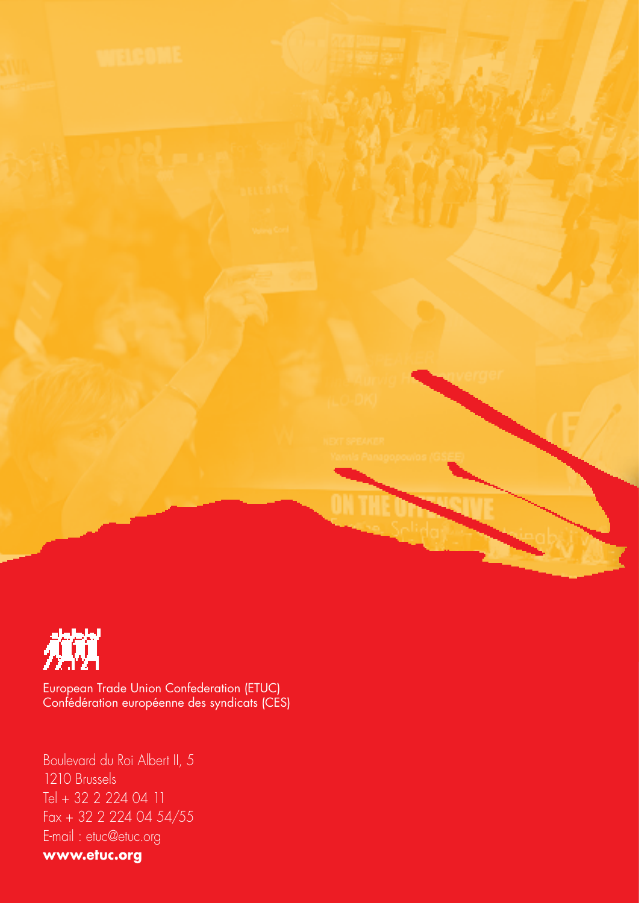European Trade Union Confederation (ETUC)
Confédération européenne des syndicats (CES)

Boulevard du Roi Albert II, 5
1210 Brussels
Tel + 32 2 224 04 11
Fax + 32 2 224 04 54/55
E-mail : etuc@etuc.org
**www.etuc.org**